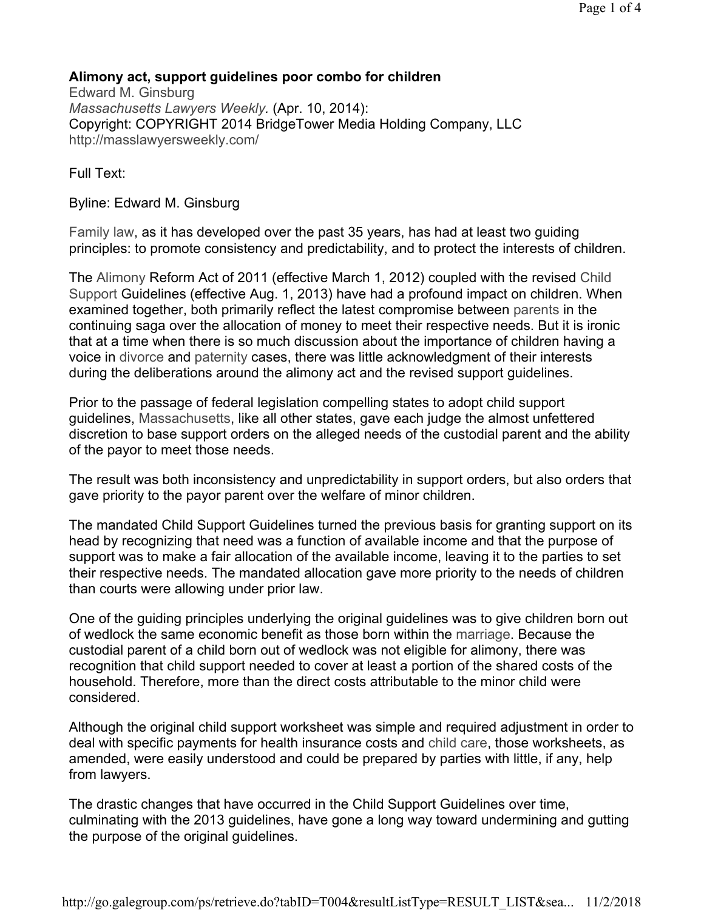## Alimony act, support guidelines poor combo for children

Edward M. Ginsburg
*Massachusetts Lawyers Weekly.* (Apr. 10, 2014):
Copyright: COPYRIGHT 2014 BridgeTower Media Holding Company, LLC
http://masslawyersweekly.com/

Full Text:

Byline: Edward M. Ginsburg

Family law, as it has developed over the past 35 years, has had at least two guiding principles: to promote consistency and predictability, and to protect the interests of children.

The Alimony Reform Act of 2011 (effective March 1, 2012) coupled with the revised Child Support Guidelines (effective Aug. 1, 2013) have had a profound impact on children. When examined together, both primarily reflect the latest compromise between parents in the continuing saga over the allocation of money to meet their respective needs. But it is ironic that at a time when there is so much discussion about the importance of children having a voice in divorce and paternity cases, there was little acknowledgment of their interests during the deliberations around the alimony act and the revised support guidelines.

Prior to the passage of federal legislation compelling states to adopt child support guidelines, Massachusetts, like all other states, gave each judge the almost unfettered discretion to base support orders on the alleged needs of the custodial parent and the ability of the payor to meet those needs.

The result was both inconsistency and unpredictability in support orders, but also orders that gave priority to the payor parent over the welfare of minor children.

The mandated Child Support Guidelines turned the previous basis for granting support on its head by recognizing that need was a function of available income and that the purpose of support was to make a fair allocation of the available income, leaving it to the parties to set their respective needs. The mandated allocation gave more priority to the needs of children than courts were allowing under prior law.

One of the guiding principles underlying the original guidelines was to give children born out of wedlock the same economic benefit as those born within the marriage. Because the custodial parent of a child born out of wedlock was not eligible for alimony, there was recognition that child support needed to cover at least a portion of the shared costs of the household. Therefore, more than the direct costs attributable to the minor child were considered.

Although the original child support worksheet was simple and required adjustment in order to deal with specific payments for health insurance costs and child care, those worksheets, as amended, were easily understood and could be prepared by parties with little, if any, help from lawyers.

The drastic changes that have occurred in the Child Support Guidelines over time, culminating with the 2013 guidelines, have gone a long way toward undermining and gutting the purpose of the original guidelines.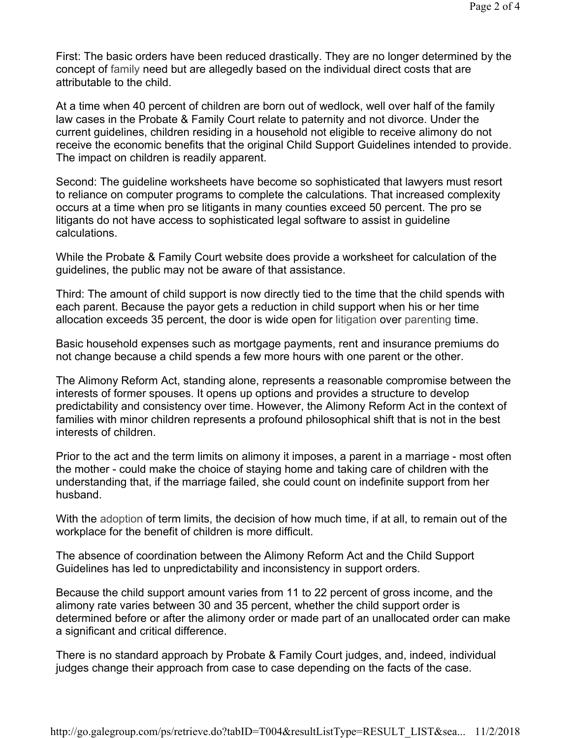First: The basic orders have been reduced drastically. They are no longer determined by the concept of family need but are allegedly based on the individual direct costs that are attributable to the child.

At a time when 40 percent of children are born out of wedlock, well over half of the family law cases in the Probate & Family Court relate to paternity and not divorce. Under the current guidelines, children residing in a household not eligible to receive alimony do not receive the economic benefits that the original Child Support Guidelines intended to provide. The impact on children is readily apparent.

Second: The guideline worksheets have become so sophisticated that lawyers must resort to reliance on computer programs to complete the calculations. That increased complexity occurs at a time when pro se litigants in many counties exceed 50 percent. The pro se litigants do not have access to sophisticated legal software to assist in guideline calculations.

While the Probate & Family Court website does provide a worksheet for calculation of the guidelines, the public may not be aware of that assistance.

Third: The amount of child support is now directly tied to the time that the child spends with each parent. Because the payor gets a reduction in child support when his or her time allocation exceeds 35 percent, the door is wide open for litigation over parenting time.

Basic household expenses such as mortgage payments, rent and insurance premiums do not change because a child spends a few more hours with one parent or the other.

The Alimony Reform Act, standing alone, represents a reasonable compromise between the interests of former spouses. It opens up options and provides a structure to develop predictability and consistency over time. However, the Alimony Reform Act in the context of families with minor children represents a profound philosophical shift that is not in the best interests of children.

Prior to the act and the term limits on alimony it imposes, a parent in a marriage - most often the mother - could make the choice of staying home and taking care of children with the understanding that, if the marriage failed, she could count on indefinite support from her husband.

With the adoption of term limits, the decision of how much time, if at all, to remain out of the workplace for the benefit of children is more difficult.

The absence of coordination between the Alimony Reform Act and the Child Support Guidelines has led to unpredictability and inconsistency in support orders.

Because the child support amount varies from 11 to 22 percent of gross income, and the alimony rate varies between 30 and 35 percent, whether the child support order is determined before or after the alimony order or made part of an unallocated order can make a significant and critical difference.

There is no standard approach by Probate & Family Court judges, and, indeed, individual judges change their approach from case to case depending on the facts of the case.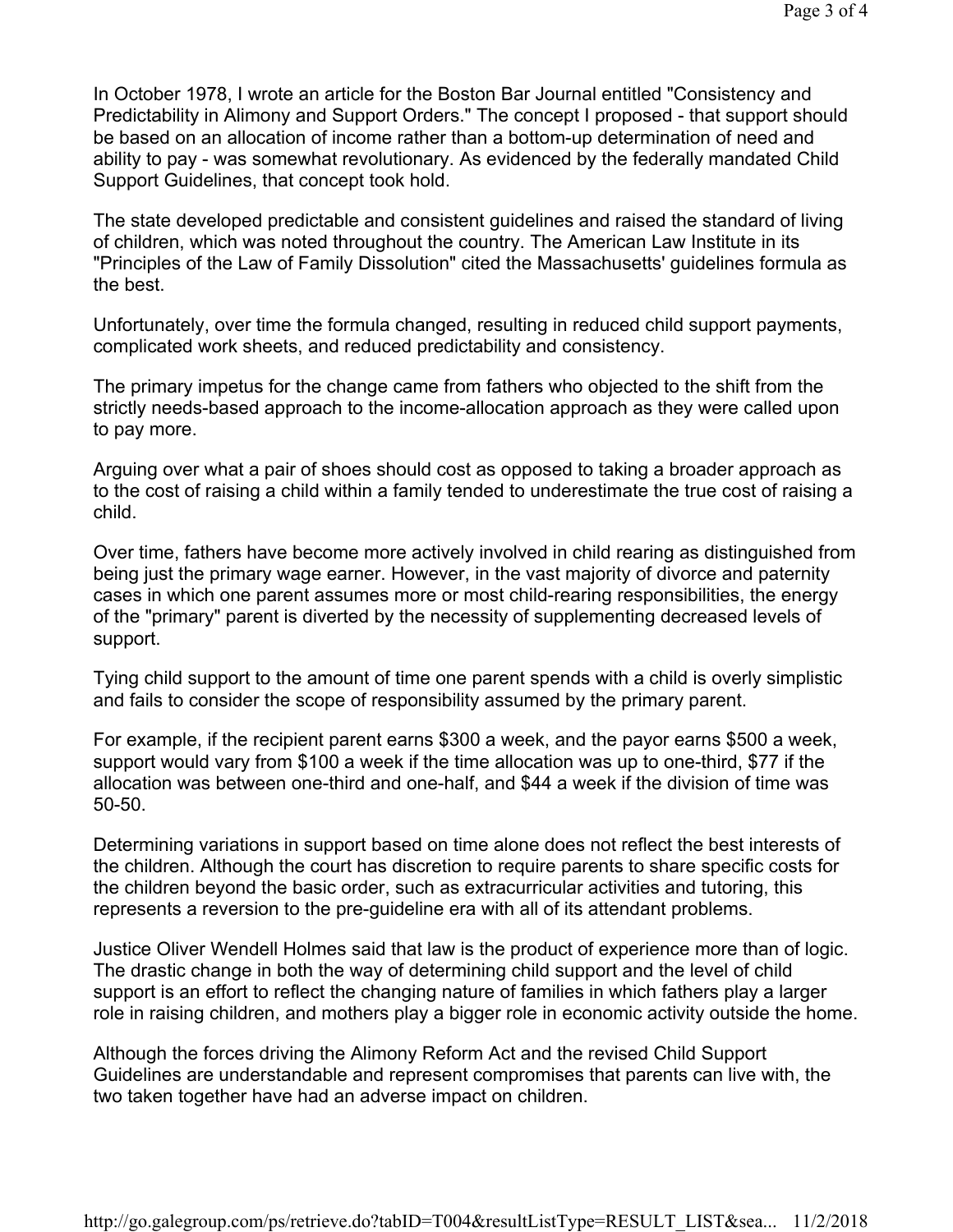In October 1978, I wrote an article for the Boston Bar Journal entitled "Consistency and Predictability in Alimony and Support Orders." The concept I proposed - that support should be based on an allocation of income rather than a bottom-up determination of need and ability to pay - was somewhat revolutionary. As evidenced by the federally mandated Child Support Guidelines, that concept took hold.

The state developed predictable and consistent guidelines and raised the standard of living of children, which was noted throughout the country. The American Law Institute in its "Principles of the Law of Family Dissolution" cited the Massachusetts' guidelines formula as the best.

Unfortunately, over time the formula changed, resulting in reduced child support payments, complicated work sheets, and reduced predictability and consistency.

The primary impetus for the change came from fathers who objected to the shift from the strictly needs-based approach to the income-allocation approach as they were called upon to pay more.

Arguing over what a pair of shoes should cost as opposed to taking a broader approach as to the cost of raising a child within a family tended to underestimate the true cost of raising a child.

Over time, fathers have become more actively involved in child rearing as distinguished from being just the primary wage earner. However, in the vast majority of divorce and paternity cases in which one parent assumes more or most child-rearing responsibilities, the energy of the "primary" parent is diverted by the necessity of supplementing decreased levels of support.

Tying child support to the amount of time one parent spends with a child is overly simplistic and fails to consider the scope of responsibility assumed by the primary parent.

For example, if the recipient parent earns $300 a week, and the payor earns $500 a week, support would vary from $100 a week if the time allocation was up to one-third, $77 if the allocation was between one-third and one-half, and $44 a week if the division of time was 50-50.

Determining variations in support based on time alone does not reflect the best interests of the children. Although the court has discretion to require parents to share specific costs for the children beyond the basic order, such as extracurricular activities and tutoring, this represents a reversion to the pre-guideline era with all of its attendant problems.

Justice Oliver Wendell Holmes said that law is the product of experience more than of logic. The drastic change in both the way of determining child support and the level of child support is an effort to reflect the changing nature of families in which fathers play a larger role in raising children, and mothers play a bigger role in economic activity outside the home.

Although the forces driving the Alimony Reform Act and the revised Child Support Guidelines are understandable and represent compromises that parents can live with, the two taken together have had an adverse impact on children.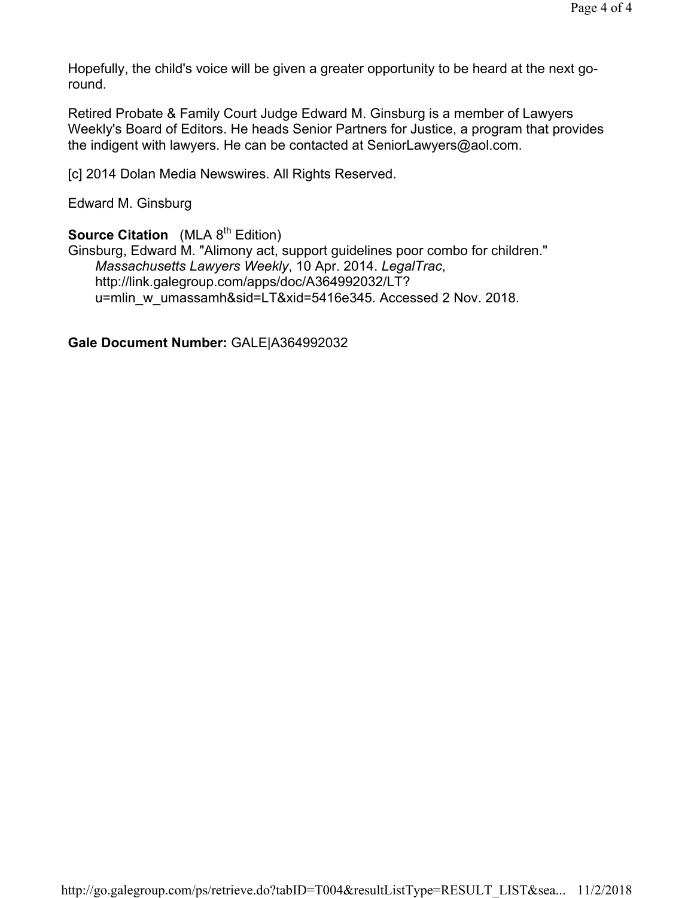Hopefully, the child's voice will be given a greater opportunity to be heard at the next go-round.

Retired Probate & Family Court Judge Edward M. Ginsburg is a member of Lawyers Weekly's Board of Editors. He heads Senior Partners for Justice, a program that provides the indigent with lawyers. He can be contacted at SeniorLawyers@aol.com.

[c] 2014 Dolan Media Newswires. All Rights Reserved.

Edward M. Ginsburg

**Source Citation** (MLA 8th Edition)

Ginsburg, Edward M. "Alimony act, support guidelines poor combo for children." *Massachusetts Lawyers Weekly*, 10 Apr. 2014. *LegalTrac*, http://link.galegroup.com/apps/doc/A364992032/LT?u=mlin_w_umassamh&sid=LT&xid=5416e345. Accessed 2 Nov. 2018.

**Gale Document Number:** GALE|A364992032